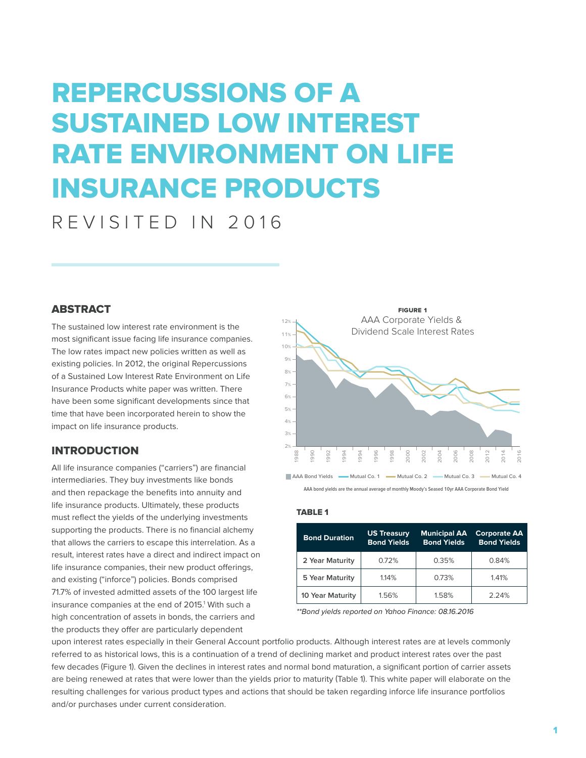# REPERCUSSIONS OF A SUSTAINED LOW INTEREST RATE ENVIRONMENT ON LIFE INSURANCE PRODUCTS

REVISITED IN 2016

## ABSTRACT

The sustained low interest rate environment is the most significant issue facing life insurance companies. The low rates impact new policies written as well as existing policies. In 2012, the original Repercussions of a Sustained Low Interest Rate Environment on Life Insurance Products white paper was written. There have been some significant developments since that time that have been incorporated herein to show the impact on life insurance products.

## INTRODUCTION

All life insurance companies ("carriers") are financial intermediaries. They buy investments like bonds and then repackage the benefits into annuity and life insurance products. Ultimately, these products must reflect the yields of the underlying investments supporting the products. There is no financial alchemy that allows the carriers to escape this interrelation. As a result, interest rates have a direct and indirect impact on life insurance companies, their new product offerings, and existing ("inforce") policies. Bonds comprised 71.7% of invested admitted assets of the 100 largest life insurance companies at the end of 2015.[1] With such a high concentration of assets in bonds, the carriers and the products they offer are particularly dependent upon interest rates especially in their General Account portfolio products. Although interest rates are at levels commonly referred to as historical lows, this is a continuation of a trend of declining market and product interest rates over the past few decades (Figure 1). Given the declines in interest rates and normal bond maturation, a significant portion of carrier assets are being renewed at rates that were lower than the yields prior to maturity (Table 1). This white paper will elaborate on the resulting challenges for various product types and actions that should be taken regarding inforce life insurance portfolios and/or purchases under current consideration.

**FIGURE 1**

AAA Corporate Yields & Dividend Scale Interest Rates

AAA Bond Yields — Mutual Co. 1 — Mutual Co. 2 — Mutual Co. 3 — Mutual Co. 4

AAA bond yields are the annual average of monthly Moody's Seased 10yr AAA Corporate Bond Yield

**TABLE 1**

| Bond Duration | US Treasury Bond Yields | Municipal AA Bond Yields | Corporate AA Bond Yields |
|---|---|---|---|
| 2 Year Maturity | 0.72% | 0.35% | 0.84% |
| 5 Year Maturity | 1.14% | 0.73% | 1.41% |
| 10 Year Maturity | 1.56% | 1.58% | 2.24% |

*\*\*Bond yields reported on Yahoo Finance: 08.16.2016*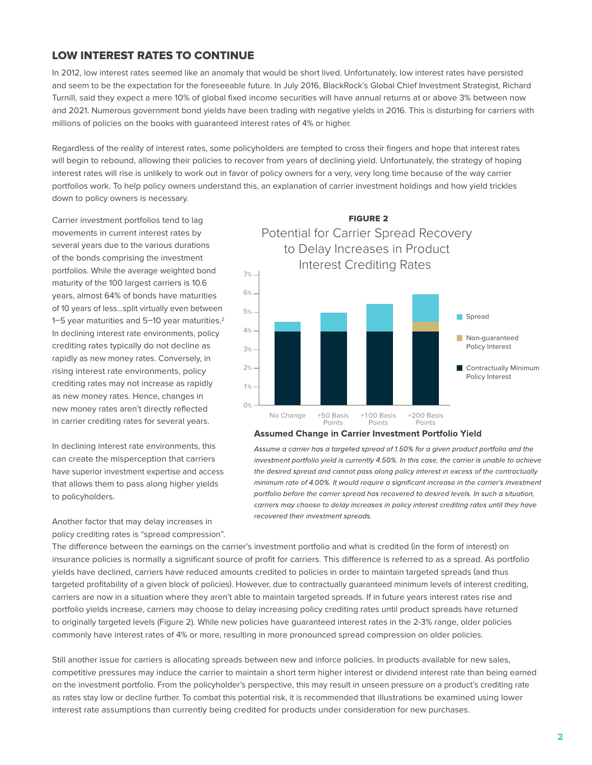## LOW INTEREST RATES TO CONTINUE

In 2012, low interest rates seemed like an anomaly that would be short lived. Unfortunately, low interest rates have persisted and seem to be the expectation for the foreseeable future. In July 2016, BlackRock's Global Chief Investment Strategist, Richard Turnill, said they expect a mere 10% of global fixed income securities will have annual returns at or above 3% between now and 2021. Numerous government bond yields have been trading with negative yields in 2016. This is disturbing for carriers with millions of policies on the books with guaranteed interest rates of 4% or higher.

Regardless of the reality of interest rates, some policyholders are tempted to cross their fingers and hope that interest rates will begin to rebound, allowing their policies to recover from years of declining yield. Unfortunately, the strategy of hoping interest rates will rise is unlikely to work out in favor of policy owners for a very, very long time because of the way carrier portfolios work. To help policy owners understand this, an explanation of carrier investment holdings and how yield trickles down to policy owners is necessary.

Carrier investment portfolios tend to lag movements in current interest rates by several years due to the various durations of the bonds comprising the investment portfolios. While the average weighted bond maturity of the 100 largest carriers is 10.6 years, almost 64% of bonds have maturities of 10 years of less…split virtually even between 1–5 year maturities and 5–10 year maturities.[2] In declining interest rate environments, policy crediting rates typically do not decline as rapidly as new money rates. Conversely, in rising interest rate environments, policy crediting rates may not increase as rapidly as new money rates. Hence, changes in new money rates aren't directly reflected in carrier crediting rates for several years.

In declining interest rate environments, this can create the misperception that carriers have superior investment expertise and access that allows them to pass along higher yields to policyholders.

**FIGURE 2**

Potential for Carrier Spread Recovery to Delay Increases in Product Interest Crediting Rates

**Assumed Change in Carrier Investment Portfolio Yield**

| Assumed Change | Contractually Minimum Policy Interest | Non-guaranteed Policy Interest | Spread |
|---|---|---|---|
| No Change | 4.00% | – | 0.50% |
| +50 Basis Points | 4.00% | – | 1.00% |
| +100 Basis Points | 4.00% | – | 1.50% |
| +200 Basis Points | 4.00% | 0.50% | 1.50% |

*Assume a carrier has a targeted spread of 1.50% for a given product portfolio and the investment portfolio yield is currently 4.50%. In this case, the carrier is unable to achieve the desired spread and cannot pass along policy interest in excess of the contractually minimum rate of 4.00%. It would require a significant increase in the carrier's investment portfolio before the carrier spread has recovered to desired levels. In such a situation, carriers may choose to delay increases in policy interest crediting rates until they have recovered their investment spreads.*

Another factor that may delay increases in policy crediting rates is "spread compression". The difference between the earnings on the carrier's investment portfolio and what is credited (in the form of interest) on insurance policies is normally a significant source of profit for carriers. This difference is referred to as a spread. As portfolio yields have declined, carriers have reduced amounts credited to policies in order to maintain targeted spreads (and thus targeted profitability of a given block of policies). However, due to contractually guaranteed minimum levels of interest crediting, carriers are now in a situation where they aren't able to maintain targeted spreads. If in future years interest rates rise and portfolio yields increase, carriers may choose to delay increasing policy crediting rates until product spreads have returned to originally targeted levels (Figure 2). While new policies have guaranteed interest rates in the 2-3% range, older policies commonly have interest rates of 4% or more, resulting in more pronounced spread compression on older policies.

Still another issue for carriers is allocating spreads between new and inforce policies. In products available for new sales, competitive pressures may induce the carrier to maintain a short term higher interest or dividend interest rate than being earned on the investment portfolio. From the policyholder's perspective, this may result in unseen pressure on a product's crediting rate as rates stay low or decline further. To combat this potential risk, it is recommended that illustrations be examined using lower interest rate assumptions than currently being credited for products under consideration for new purchases.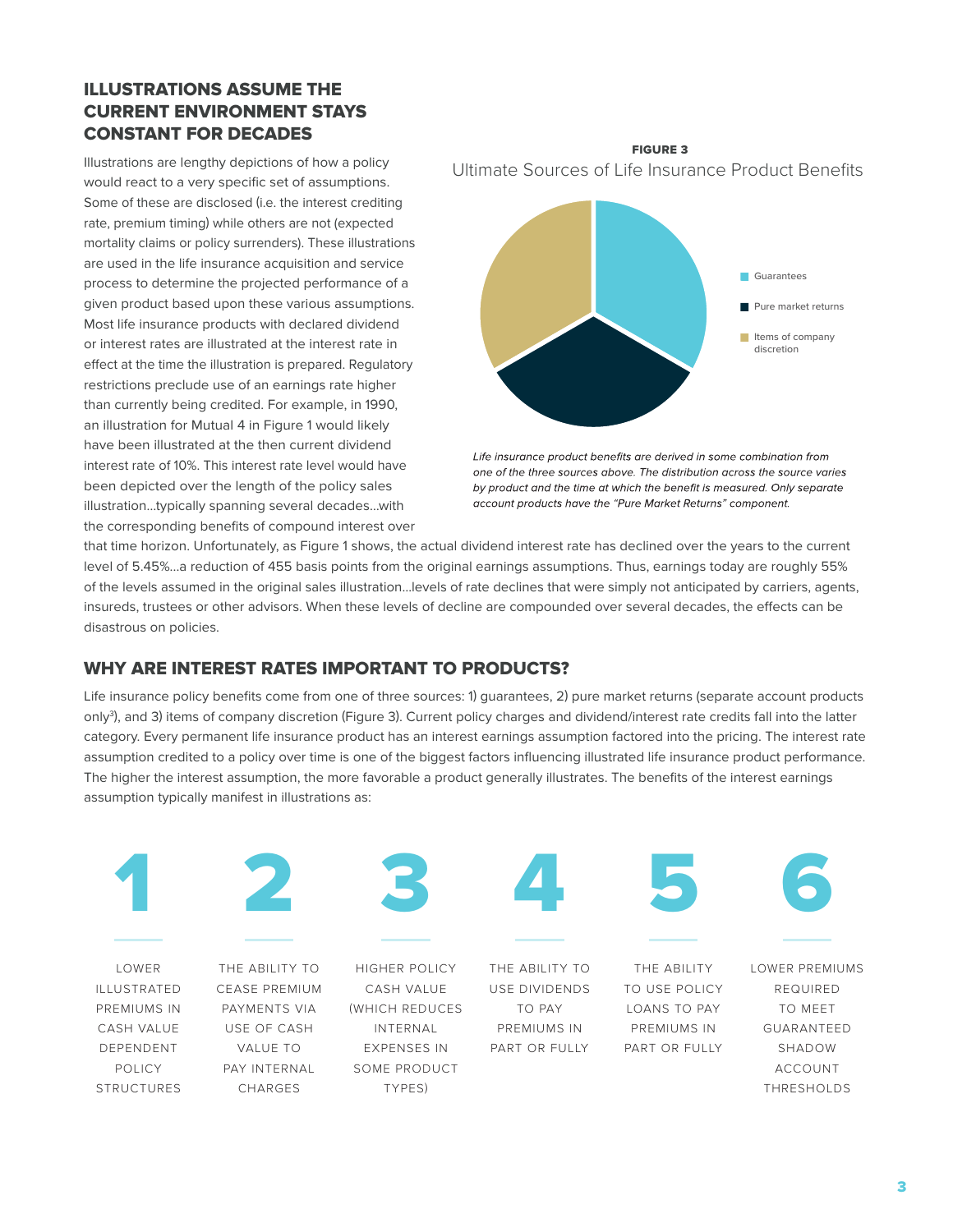## ILLUSTRATIONS ASSUME THE CURRENT ENVIRONMENT STAYS CONSTANT FOR DECADES

Illustrations are lengthy depictions of how a policy would react to a very specific set of assumptions. Some of these are disclosed (i.e. the interest crediting rate, premium timing) while others are not (expected mortality claims or policy surrenders). These illustrations are used in the life insurance acquisition and service process to determine the projected performance of a given product based upon these various assumptions. Most life insurance products with declared dividend or interest rates are illustrated at the interest rate in effect at the time the illustration is prepared. Regulatory restrictions preclude use of an earnings rate higher than currently being credited. For example, in 1990, an illustration for Mutual 4 in Figure 1 would likely have been illustrated at the then current dividend interest rate of 10%. This interest rate level would have been depicted over the length of the policy sales illustration…typically spanning several decades…with the corresponding benefits of compound interest over that time horizon. Unfortunately, as Figure 1 shows, the actual dividend interest rate has declined over the years to the current level of 5.45%…a reduction of 455 basis points from the original earnings assumptions. Thus, earnings today are roughly 55% of the levels assumed in the original sales illustration…levels of rate declines that were simply not anticipated by carriers, agents, insureds, trustees or other advisors. When these levels of decline are compounded over several decades, the effects can be disastrous on policies.

**FIGURE 3**

Ultimate Sources of Life Insurance Product Benefits

- Guarantees
- Pure market returns
- Items of company discretion

*Life insurance product benefits are derived in some combination from one of the three sources above. The distribution across the source varies by product and the time at which the benefit is measured. Only separate account products have the "Pure Market Returns" component.*

## WHY ARE INTEREST RATES IMPORTANT TO PRODUCTS?

Life insurance policy benefits come from one of three sources: 1) guarantees, 2) pure market returns (separate account products only[3]), and 3) items of company discretion (Figure 3). Current policy charges and dividend/interest rate credits fall into the latter category. Every permanent life insurance product has an interest earnings assumption factored into the pricing. The interest rate assumption credited to a policy over time is one of the biggest factors influencing illustrated life insurance product performance. The higher the interest assumption, the more favorable a product generally illustrates. The benefits of the interest earnings assumption typically manifest in illustrations as:

1. LOWER ILLUSTRATED PREMIUMS IN CASH VALUE DEPENDENT POLICY STRUCTURES
2. THE ABILITY TO CEASE PREMIUM PAYMENTS VIA USE OF CASH VALUE TO PAY INTERNAL CHARGES
3. HIGHER POLICY CASH VALUE (WHICH REDUCES INTERNAL EXPENSES IN SOME PRODUCT TYPES)
4. THE ABILITY TO USE DIVIDENDS TO PAY PREMIUMS IN PART OR FULLY
5. THE ABILITY TO USE POLICY LOANS TO PAY PREMIUMS IN PART OR FULLY
6. LOWER PREMIUMS REQUIRED TO MEET GUARANTEED SHADOW ACCOUNT THRESHOLDS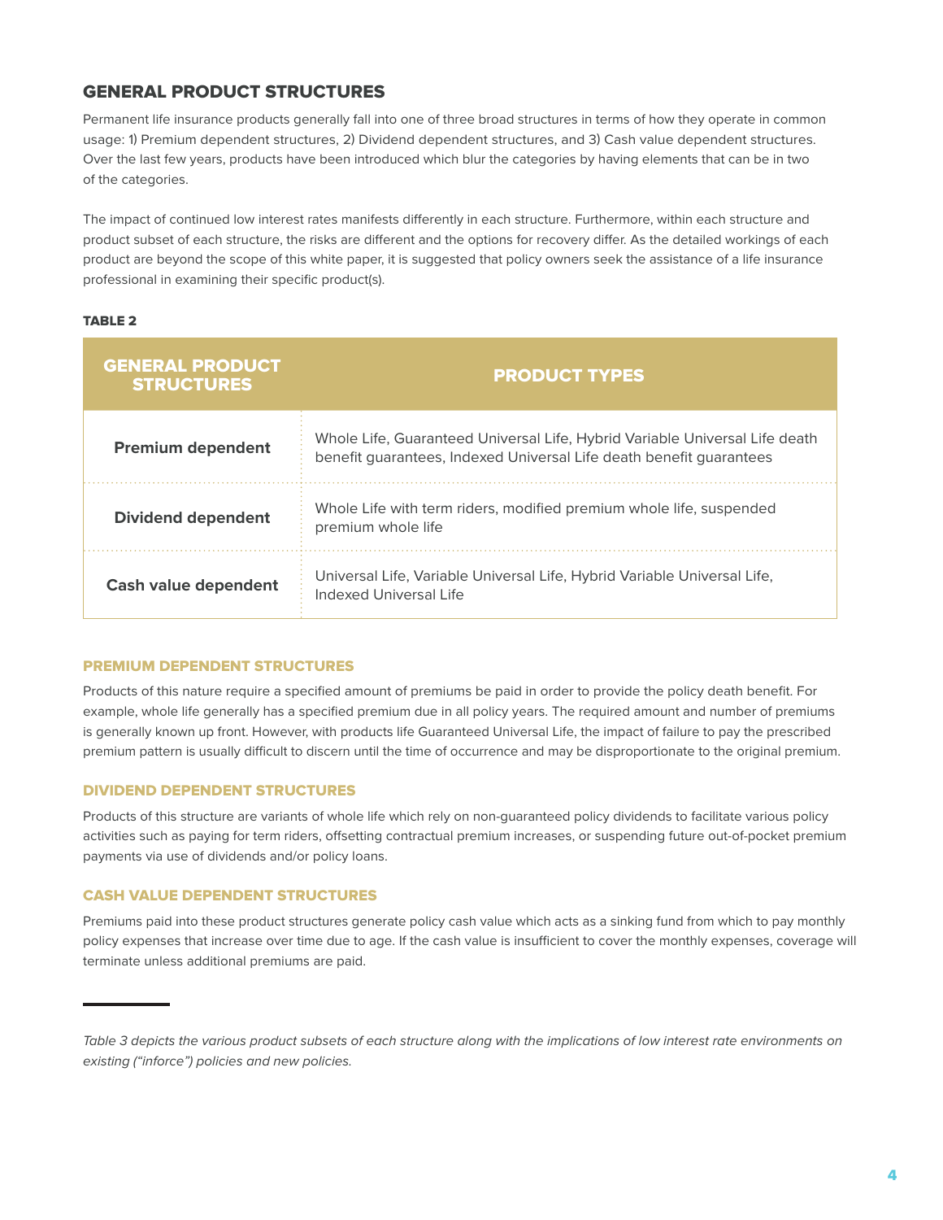## GENERAL PRODUCT STRUCTURES

Permanent life insurance products generally fall into one of three broad structures in terms of how they operate in common usage: 1) Premium dependent structures, 2) Dividend dependent structures, and 3) Cash value dependent structures. Over the last few years, products have been introduced which blur the categories by having elements that can be in two of the categories.

The impact of continued low interest rates manifests differently in each structure. Furthermore, within each structure and product subset of each structure, the risks are different and the options for recovery differ. As the detailed workings of each product are beyond the scope of this white paper, it is suggested that policy owners seek the assistance of a life insurance professional in examining their specific product(s).

**TABLE 2**

| GENERAL PRODUCT STRUCTURES | PRODUCT TYPES |
|---|---|
| **Premium dependent** | Whole Life, Guaranteed Universal Life, Hybrid Variable Universal Life death benefit guarantees, Indexed Universal Life death benefit guarantees |
| **Dividend dependent** | Whole Life with term riders, modified premium whole life, suspended premium whole life |
| **Cash value dependent** | Universal Life, Variable Universal Life, Hybrid Variable Universal Life, Indexed Universal Life |

### PREMIUM DEPENDENT STRUCTURES

Products of this nature require a specified amount of premiums be paid in order to provide the policy death benefit. For example, whole life generally has a specified premium due in all policy years. The required amount and number of premiums is generally known up front. However, with products life Guaranteed Universal Life, the impact of failure to pay the prescribed premium pattern is usually difficult to discern until the time of occurrence and may be disproportionate to the original premium.

### DIVIDEND DEPENDENT STRUCTURES

Products of this structure are variants of whole life which rely on non-guaranteed policy dividends to facilitate various policy activities such as paying for term riders, offsetting contractual premium increases, or suspending future out-of-pocket premium payments via use of dividends and/or policy loans.

### CASH VALUE DEPENDENT STRUCTURES

Premiums paid into these product structures generate policy cash value which acts as a sinking fund from which to pay monthly policy expenses that increase over time due to age. If the cash value is insufficient to cover the monthly expenses, coverage will terminate unless additional premiums are paid.

---

*Table 3 depicts the various product subsets of each structure along with the implications of low interest rate environments on existing ("inforce") policies and new policies.*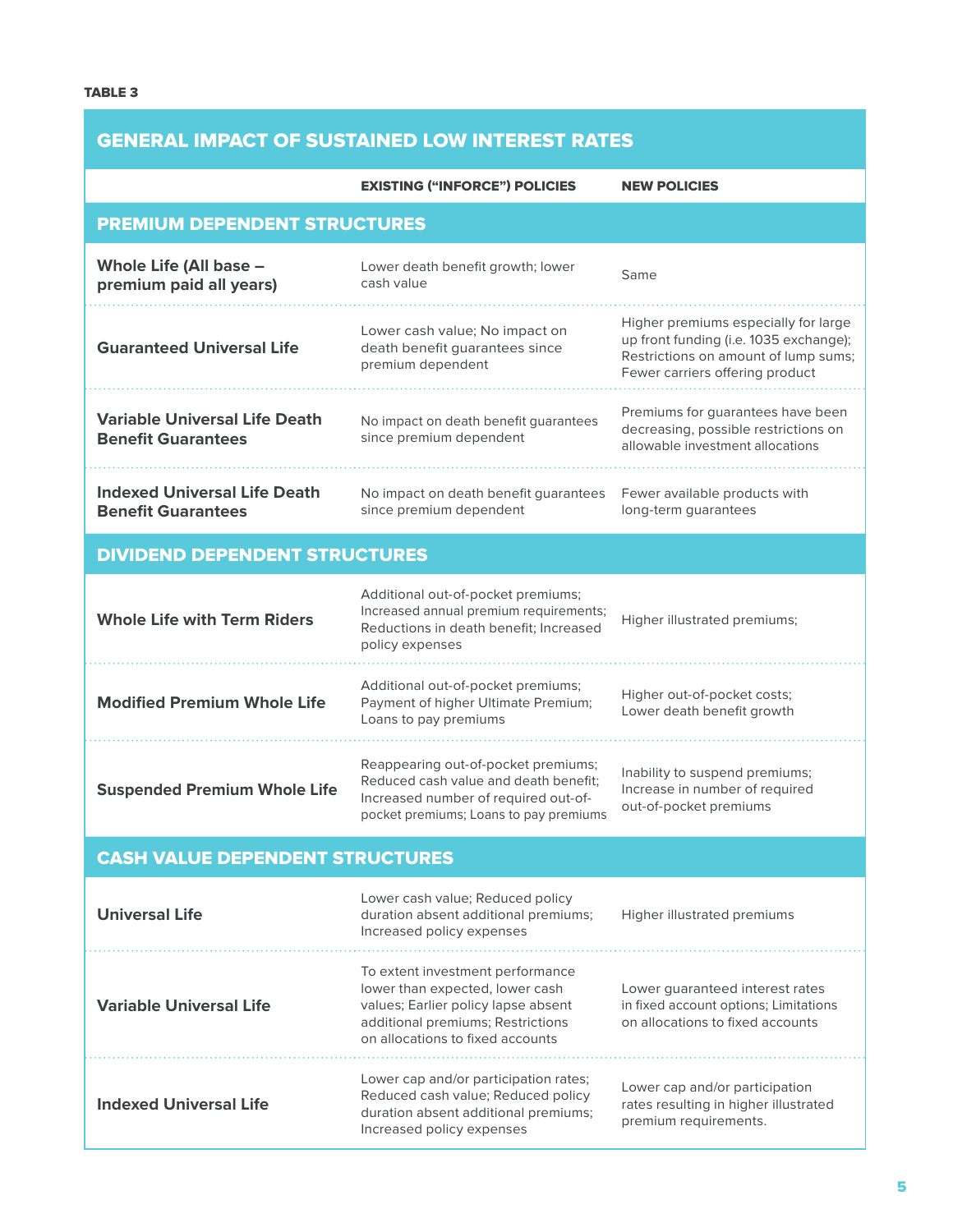**TABLE 3**

| GENERAL IMPACT OF SUSTAINED LOW INTEREST RATES | | |
|---|---|---|
| | **EXISTING ("INFORCE") POLICIES** | **NEW POLICIES** |
| **PREMIUM DEPENDENT STRUCTURES** | | |
| **Whole Life (All base – premium paid all years)** | Lower death benefit growth; lower cash value | Same |
| **Guaranteed Universal Life** | Lower cash value; No impact on death benefit guarantees since premium dependent | Higher premiums especially for large up front funding (i.e. 1035 exchange); Restrictions on amount of lump sums; Fewer carriers offering product |
| **Variable Universal Life Death Benefit Guarantees** | No impact on death benefit guarantees since premium dependent | Premiums for guarantees have been decreasing, possible restrictions on allowable investment allocations |
| **Indexed Universal Life Death Benefit Guarantees** | No impact on death benefit guarantees since premium dependent | Fewer available products with long-term guarantees |
| **DIVIDEND DEPENDENT STRUCTURES** | | |
| **Whole Life with Term Riders** | Additional out-of-pocket premiums; Increased annual premium requirements; Reductions in death benefit; Increased policy expenses | Higher illustrated premiums; |
| **Modified Premium Whole Life** | Additional out-of-pocket premiums; Payment of higher Ultimate Premium; Loans to pay premiums | Higher out-of-pocket costs; Lower death benefit growth |
| **Suspended Premium Whole Life** | Reappearing out-of-pocket premiums; Reduced cash value and death benefit; Increased number of required out-of-pocket premiums; Loans to pay premiums | Inability to suspend premiums; Increase in number of required out-of-pocket premiums |
| **CASH VALUE DEPENDENT STRUCTURES** | | |
| **Universal Life** | Lower cash value; Reduced policy duration absent additional premiums; Increased policy expenses | Higher illustrated premiums |
| **Variable Universal Life** | To extent investment performance lower than expected, lower cash values; Earlier policy lapse absent additional premiums; Restrictions on allocations to fixed accounts | Lower guaranteed interest rates in fixed account options; Limitations on allocations to fixed accounts |
| **Indexed Universal Life** | Lower cap and/or participation rates; Reduced cash value; Reduced policy duration absent additional premiums; Increased policy expenses | Lower cap and/or participation rates resulting in higher illustrated premium requirements. |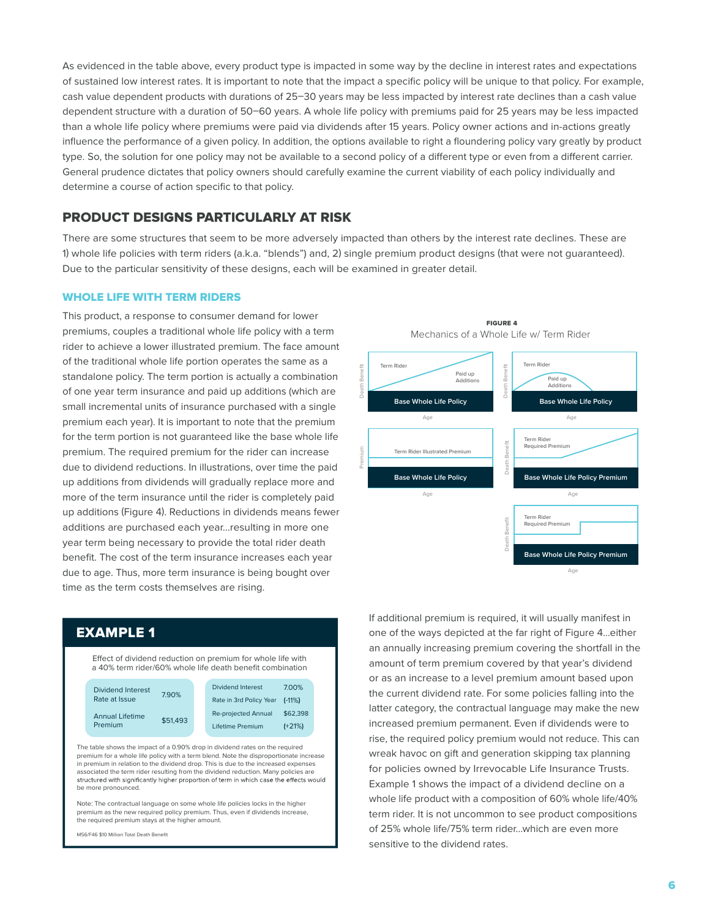As evidenced in the table above, every product type is impacted in some way by the decline in interest rates and expectations of sustained low interest rates. It is important to note that the impact a specific policy will be unique to that policy. For example, cash value dependent products with durations of 25–30 years may be less impacted by interest rate declines than a cash value dependent structure with a duration of 50–60 years. A whole life policy with premiums paid for 25 years may be less impacted than a whole life policy where premiums were paid via dividends after 15 years. Policy owner actions and in-actions greatly influence the performance of a given policy. In addition, the options available to right a floundering policy vary greatly by product type. So, the solution for one policy may not be available to a second policy of a different type or even from a different carrier. General prudence dictates that policy owners should carefully examine the current viability of each policy individually and determine a course of action specific to that policy.

## PRODUCT DESIGNS PARTICULARLY AT RISK

There are some structures that seem to be more adversely impacted than others by the interest rate declines. These are 1) whole life policies with term riders (a.k.a. "blends") and, 2) single premium product designs (that were not guaranteed). Due to the particular sensitivity of these designs, each will be examined in greater detail.

### WHOLE LIFE WITH TERM RIDERS

This product, a response to consumer demand for lower premiums, couples a traditional whole life policy with a term rider to achieve a lower illustrated premium. The face amount of the traditional whole life portion operates the same as a standalone policy. The term portion is actually a combination of one year term insurance and paid up additions (which are small incremental units of insurance purchased with a single premium each year). It is important to note that the premium for the term portion is not guaranteed like the base whole life premium. The required premium for the rider can increase due to dividend reductions. In illustrations, over time the paid up additions from dividends will gradually replace more and more of the term insurance until the rider is completely paid up additions (Figure 4). Reductions in dividends means fewer additions are purchased each year...resulting in more one year term being necessary to provide the total rider death benefit. The cost of the term insurance increases each year due to age. Thus, more term insurance is being bought over time as the term costs themselves are rising.

**FIGURE 4**
Mechanics of a Whole Life w/ Term Rider

If additional premium is required, it will usually manifest in one of the ways depicted at the far right of Figure 4...either an annually increasing premium covering the shortfall in the amount of term premium covered by that year's dividend or as an increase to a level premium amount based upon the current dividend rate. For some policies falling into the latter category, the contractual language may make the new increased premium permanent. Even if dividends were to rise, the required policy premium would not reduce. This can wreak havoc on gift and generation skipping tax planning for policies owned by Irrevocable Life Insurance Trusts. Example 1 shows the impact of a dividend decline on a whole life product with a composition of 60% whole life/40% term rider. It is not uncommon to see product compositions of 25% whole life/75% term rider...which are even more sensitive to the dividend rates.

### EXAMPLE 1

Effect of dividend reduction on premium for whole life with a 40% term rider/60% whole life death benefit combination

| | | | |
|---|---|---|---|
| Dividend Interest Rate at Issue | 7.90% | Dividend Interest Rate in 3rd Policy Year | 7.00% (-11%) |
| Annual Lifetime Premium | $51,493 | Re-projected Annual Lifetime Premium | $62,398 (+21%) |

The table shows the impact of a 0.90% drop in dividend rates on the required premium for a whole life policy with a term blend. Note the disproportionate increase in premium in relation to the dividend drop. This is due to the increased expenses associated the term rider resulting from the dividend reduction. Many policies are structured with significantly higher proportion of term in which case the effects would be more pronounced.

Note: The contractual language on some whole life policies locks in the higher premium as the new required policy premium. Thus, even if dividends increase, the required premium stays at the higher amount.

M56/F46 $10 Million Total Death Benefit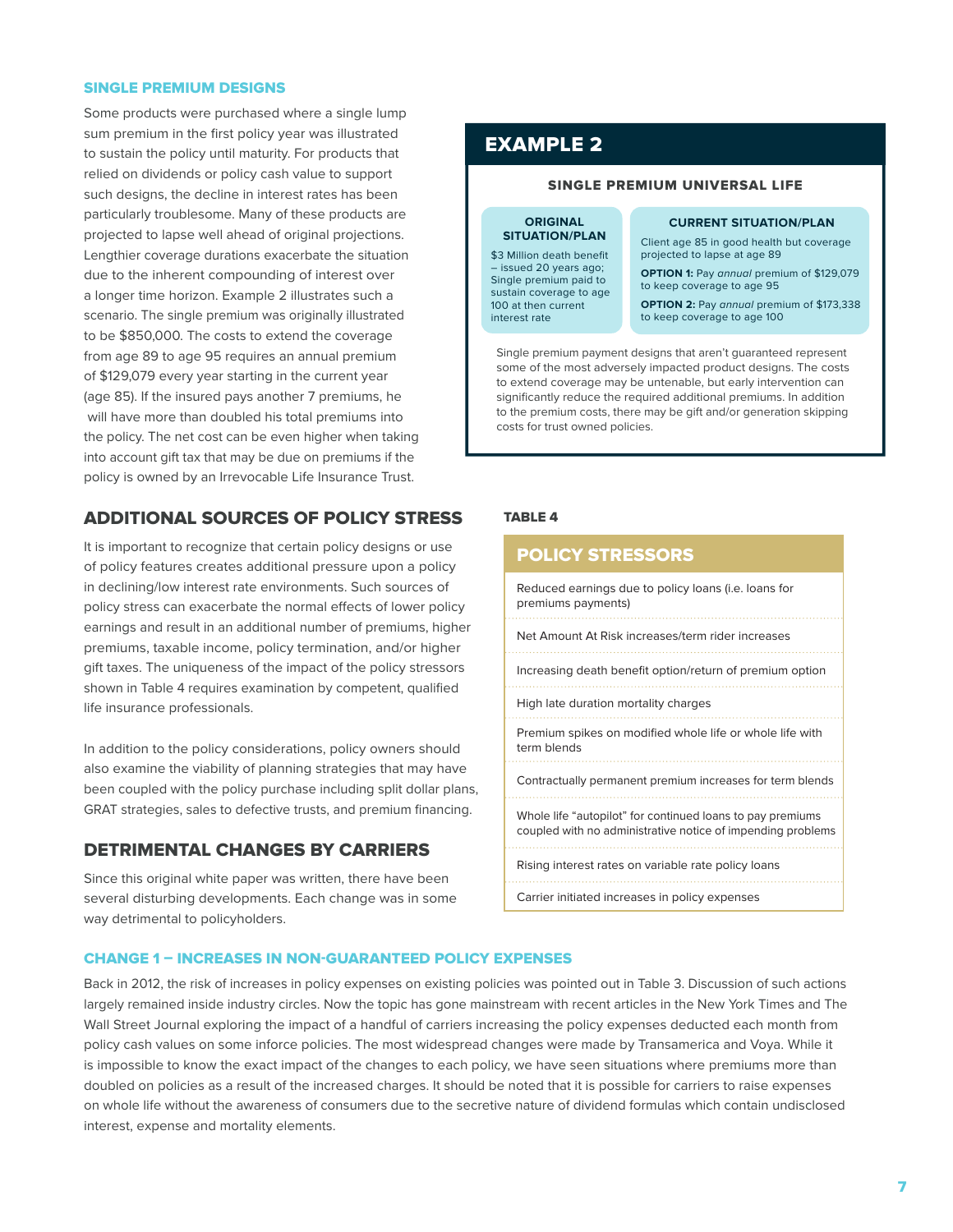### SINGLE PREMIUM DESIGNS

Some products were purchased where a single lump sum premium in the first policy year was illustrated to sustain the policy until maturity. For products that relied on dividends or policy cash value to support such designs, the decline in interest rates has been particularly troublesome. Many of these products are projected to lapse well ahead of original projections. Lengthier coverage durations exacerbate the situation due to the inherent compounding of interest over a longer time horizon. Example 2 illustrates such a scenario. The single premium was originally illustrated to be $850,000. The costs to extend the coverage from age 89 to age 95 requires an annual premium of $129,079 every year starting in the current year (age 85). If the insured pays another 7 premiums, he will have more than doubled his total premiums into the policy. The net cost can be even higher when taking into account gift tax that may be due on premiums if the policy is owned by an Irrevocable Life Insurance Trust.

## EXAMPLE 2

**SINGLE PREMIUM UNIVERSAL LIFE**

| ORIGINAL SITUATION/PLAN | CURRENT SITUATION/PLAN |
|---|---|
| $3 Million death benefit – issued 20 years ago; Single premium paid to sustain coverage to age 100 at then current interest rate | Client age 85 in good health but coverage projected to lapse at age 89<br><br>**OPTION 1:** Pay *annual* premium of $129,079 to keep coverage to age 95<br><br>**OPTION 2:** Pay *annual* premium of $173,338 to keep coverage to age 100 |

Single premium payment designs that aren't guaranteed represent some of the most adversely impacted product designs. The costs to extend coverage may be untenable, but early intervention can significantly reduce the required additional premiums. In addition to the premium costs, there may be gift and/or generation skipping costs for trust owned policies.

## ADDITIONAL SOURCES OF POLICY STRESS

It is important to recognize that certain policy designs or use of policy features creates additional pressure upon a policy in declining/low interest rate environments. Such sources of policy stress can exacerbate the normal effects of lower policy earnings and result in an additional number of premiums, higher premiums, taxable income, policy termination, and/or higher gift taxes. The uniqueness of the impact of the policy stressors shown in Table 4 requires examination by competent, qualified life insurance professionals.

In addition to the policy considerations, policy owners should also examine the viability of planning strategies that may have been coupled with the policy purchase including split dollar plans, GRAT strategies, sales to defective trusts, and premium financing.

**TABLE 4**

| POLICY STRESSORS |
|---|
| Reduced earnings due to policy loans (i.e. loans for premiums payments) |
| Net Amount At Risk increases/term rider increases |
| Increasing death benefit option/return of premium option |
| High late duration mortality charges |
| Premium spikes on modified whole life or whole life with term blends |
| Contractually permanent premium increases for term blends |
| Whole life "autopilot" for continued loans to pay premiums coupled with no administrative notice of impending problems |
| Rising interest rates on variable rate policy loans |
| Carrier initiated increases in policy expenses |

## DETRIMENTAL CHANGES BY CARRIERS

Since this original white paper was written, there have been several disturbing developments. Each change was in some way detrimental to policyholders.

### CHANGE 1 – INCREASES IN NON-GUARANTEED POLICY EXPENSES

Back in 2012, the risk of increases in policy expenses on existing policies was pointed out in Table 3. Discussion of such actions largely remained inside industry circles. Now the topic has gone mainstream with recent articles in the New York Times and The Wall Street Journal exploring the impact of a handful of carriers increasing the policy expenses deducted each month from policy cash values on some inforce policies. The most widespread changes were made by Transamerica and Voya. While it is impossible to know the exact impact of the changes to each policy, we have seen situations where premiums more than doubled on policies as a result of the increased charges. It should be noted that it is possible for carriers to raise expenses on whole life without the awareness of consumers due to the secretive nature of dividend formulas which contain undisclosed interest, expense and mortality elements.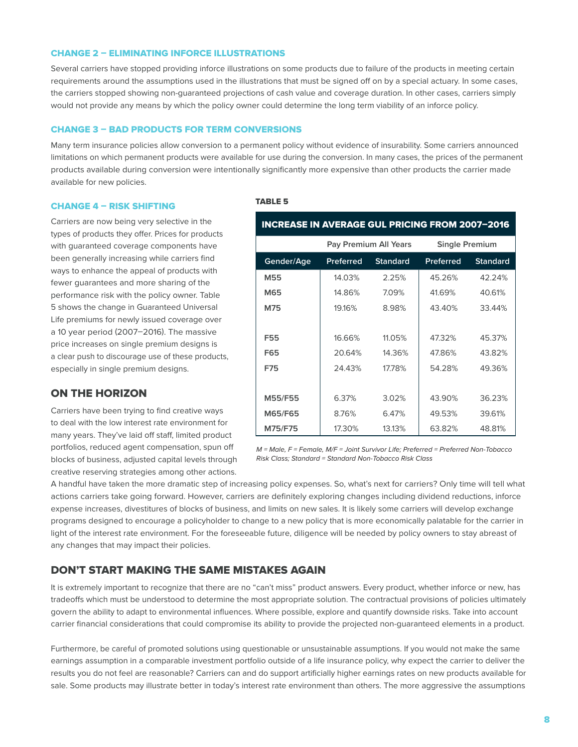### CHANGE 2 – ELIMINATING INFORCE ILLUSTRATIONS

Several carriers have stopped providing inforce illustrations on some products due to failure of the products in meeting certain requirements around the assumptions used in the illustrations that must be signed off on by a special actuary. In some cases, the carriers stopped showing non-guaranteed projections of cash value and coverage duration. In other cases, carriers simply would not provide any means by which the policy owner could determine the long term viability of an inforce policy.

### CHANGE 3 – BAD PRODUCTS FOR TERM CONVERSIONS

Many term insurance policies allow conversion to a permanent policy without evidence of insurability. Some carriers announced limitations on which permanent products were available for use during the conversion. In many cases, the prices of the permanent products available during conversion were intentionally significantly more expensive than other products the carrier made available for new policies.

### CHANGE 4 – RISK SHIFTING

Carriers are now being very selective in the types of products they offer. Prices for products with guaranteed coverage components have been generally increasing while carriers find ways to enhance the appeal of products with fewer guarantees and more sharing of the performance risk with the policy owner. Table 5 shows the change in Guaranteed Universal Life premiums for newly issued coverage over a 10 year period (2007–2016). The massive price increases on single premium designs is a clear push to discourage use of these products, especially in single premium designs.

**TABLE 5**

**INCREASE IN AVERAGE GUL PRICING FROM 2007–2016**

| | Pay Premium All Years | | Single Premium | |
|---|---|---|---|---|
| Gender/Age | Preferred | Standard | Preferred | Standard |
| M55 | 14.03% | 2.25% | 45.26% | 42.24% |
| M65 | 14.86% | 7.09% | 41.69% | 40.61% |
| M75 | 19.16% | 8.98% | 43.40% | 33.44% |
| F55 | 16.66% | 11.05% | 47.32% | 45.37% |
| F65 | 20.64% | 14.36% | 47.86% | 43.82% |
| F75 | 24.43% | 17.78% | 54.28% | 49.36% |
| M55/F55 | 6.37% | 3.02% | 43.90% | 36.23% |
| M65/F65 | 8.76% | 6.47% | 49.53% | 39.61% |
| M75/F75 | 17.30% | 13.13% | 63.82% | 48.81% |

*M = Male, F = Female, M/F = Joint Survivor Life; Preferred = Preferred Non-Tobacco Risk Class; Standard = Standard Non-Tobacco Risk Class*

## ON THE HORIZON

Carriers have been trying to find creative ways to deal with the low interest rate environment for many years. They've laid off staff, limited product portfolios, reduced agent compensation, spun off blocks of business, adjusted capital levels through creative reserving strategies among other actions. A handful have taken the more dramatic step of increasing policy expenses. So, what's next for carriers? Only time will tell what actions carriers take going forward. However, carriers are definitely exploring changes including dividend reductions, inforce expense increases, divestitures of blocks of business, and limits on new sales. It is likely some carriers will develop exchange programs designed to encourage a policyholder to change to a new policy that is more economically palatable for the carrier in light of the interest rate environment. For the foreseeable future, diligence will be needed by policy owners to stay abreast of any changes that may impact their policies.

## DON'T START MAKING THE SAME MISTAKES AGAIN

It is extremely important to recognize that there are no "can't miss" product answers. Every product, whether inforce or new, has tradeoffs which must be understood to determine the most appropriate solution. The contractual provisions of policies ultimately govern the ability to adapt to environmental influences. Where possible, explore and quantify downside risks. Take into account carrier financial considerations that could compromise its ability to provide the projected non-guaranteed elements in a product.

Furthermore, be careful of promoted solutions using questionable or unsustainable assumptions. If you would not make the same earnings assumption in a comparable investment portfolio outside of a life insurance policy, why expect the carrier to deliver the results you do not feel are reasonable? Carriers can and do support artificially higher earnings rates on new products available for sale. Some products may illustrate better in today's interest rate environment than others. The more aggressive the assumptions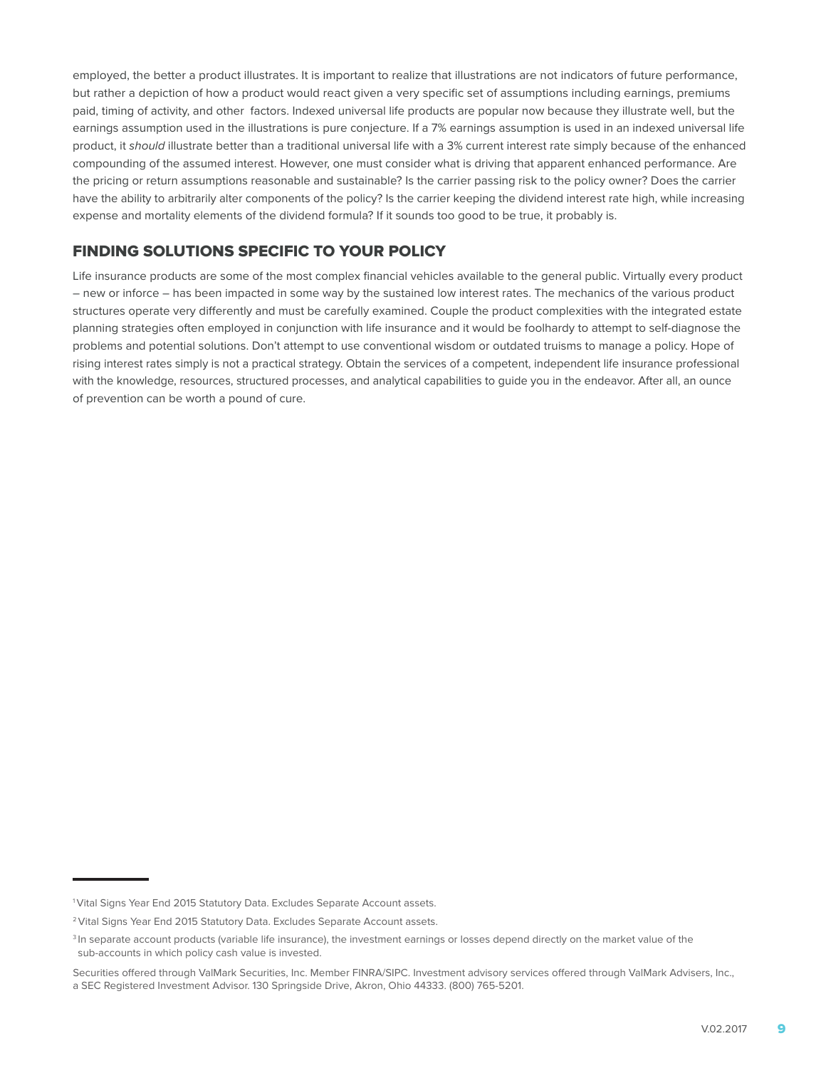employed, the better a product illustrates. It is important to realize that illustrations are not indicators of future performance, but rather a depiction of how a product would react given a very specific set of assumptions including earnings, premiums paid, timing of activity, and other factors. Indexed universal life products are popular now because they illustrate well, but the earnings assumption used in the illustrations is pure conjecture. If a 7% earnings assumption is used in an indexed universal life product, it *should* illustrate better than a traditional universal life with a 3% current interest rate simply because of the enhanced compounding of the assumed interest. However, one must consider what is driving that apparent enhanced performance. Are the pricing or return assumptions reasonable and sustainable? Is the carrier passing risk to the policy owner? Does the carrier have the ability to arbitrarily alter components of the policy? Is the carrier keeping the dividend interest rate high, while increasing expense and mortality elements of the dividend formula? If it sounds too good to be true, it probably is.

## FINDING SOLUTIONS SPECIFIC TO YOUR POLICY

Life insurance products are some of the most complex financial vehicles available to the general public. Virtually every product – new or inforce – has been impacted in some way by the sustained low interest rates. The mechanics of the various product structures operate very differently and must be carefully examined. Couple the product complexities with the integrated estate planning strategies often employed in conjunction with life insurance and it would be foolhardy to attempt to self-diagnose the problems and potential solutions. Don't attempt to use conventional wisdom or outdated truisms to manage a policy. Hope of rising interest rates simply is not a practical strategy. Obtain the services of a competent, independent life insurance professional with the knowledge, resources, structured processes, and analytical capabilities to guide you in the endeavor. After all, an ounce of prevention can be worth a pound of cure.

---

[1] Vital Signs Year End 2015 Statutory Data. Excludes Separate Account assets.

[2] Vital Signs Year End 2015 Statutory Data. Excludes Separate Account assets.

[3] In separate account products (variable life insurance), the investment earnings or losses depend directly on the market value of the sub-accounts in which policy cash value is invested.

Securities offered through ValMark Securities, Inc. Member FINRA/SIPC. Investment advisory services offered through ValMark Advisers, Inc., a SEC Registered Investment Advisor. 130 Springside Drive, Akron, Ohio 44333. (800) 765-5201.

V.02.2017